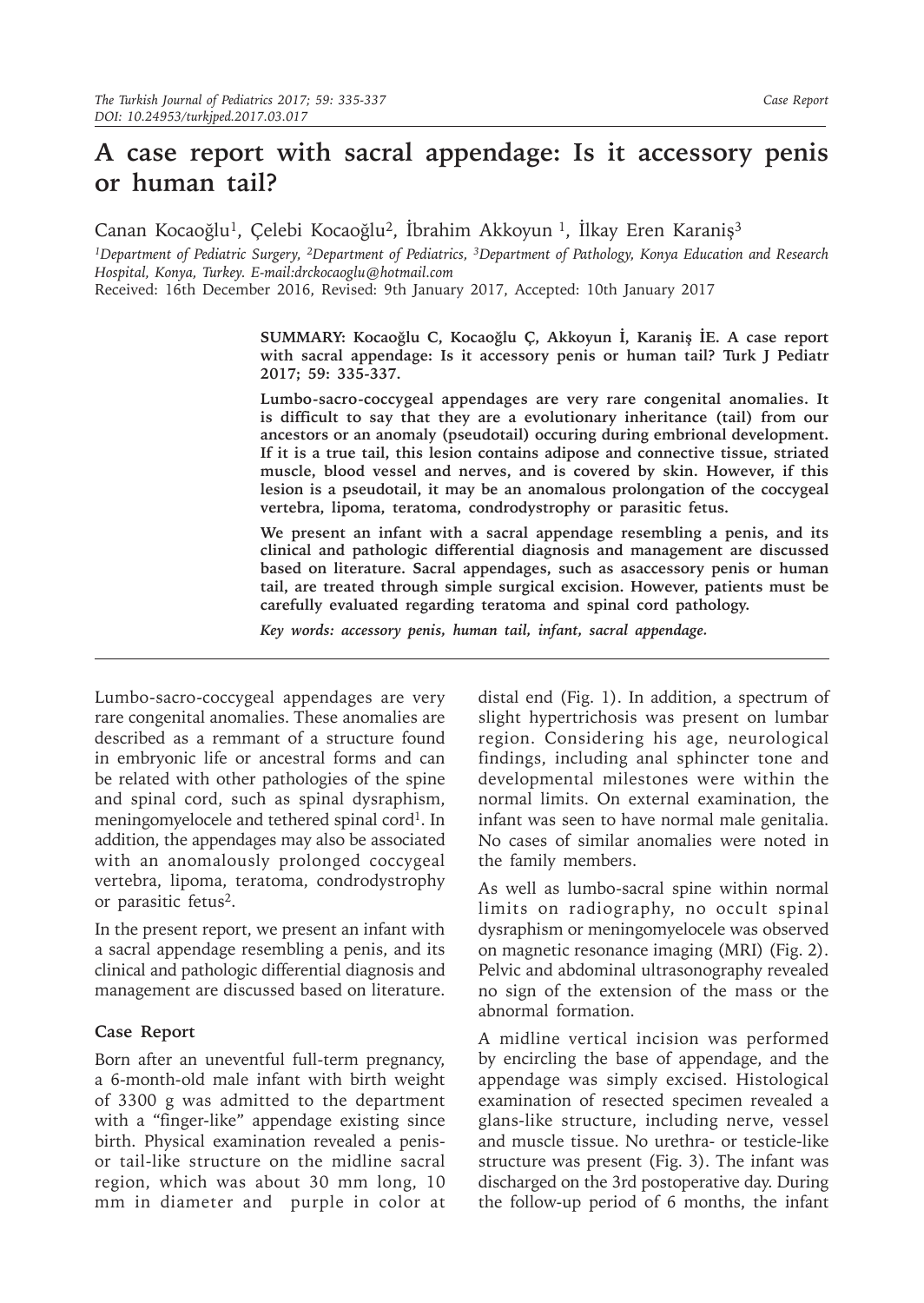# A case report with sacral appendage: Is it accessory penis or human tail?

Canan Kocaoğlu[1], Çelebi Kocaoğlu[2], İbrahim Akkoyun [1], İlkay Eren Karaniş[3]

[1]Department of Pediatric Surgery, [2]Department of Pediatrics, [3]Department of Pathology, Konya Education and Research Hospital, Konya, Turkey. E-mail:drckocaoglu@hotmail.com

Received: 16th December 2016, Revised: 9th January 2017, Accepted: 10th January 2017

**SUMMARY: Kocaoğlu C, Kocaoğlu Ç, Akkoyun İ, Karaniş İE. A case report with sacral appendage: Is it accessory penis or human tail? Turk J Pediatr 2017; 59: 335-337.**

**Lumbo-sacro-coccygeal appendages are very rare congenital anomalies. It is difficult to say that they are a evolutionary inheritance (tail) from our ancestors or an anomaly (pseudotail) occuring during embrional development. If it is a true tail, this lesion contains adipose and connective tissue, striated muscle, blood vessel and nerves, and is covered by skin. However, if this lesion is a pseudotail, it may be an anomalous prolongation of the coccygeal vertebra, lipoma, teratoma, condrodystrophy or parasitic fetus.**

**We present an infant with a sacral appendage resembling a penis, and its clinical and pathologic differential diagnosis and management are discussed based on literature. Sacral appendages, such as asaccessory penis or human tail, are treated through simple surgical excision. However, patients must be carefully evaluated regarding teratoma and spinal cord pathology.**

***Key words: accessory penis, human tail, infant, sacral appendage.***

Lumbo-sacro-coccygeal appendages are very rare congenital anomalies. These anomalies are described as a remmant of a structure found in embryonic life or ancestral forms and can be related with other pathologies of the spine and spinal cord, such as spinal dysraphism, meningomyelocele and tethered spinal cord[1]. In addition, the appendages may also be associated with an anomalously prolonged coccygeal vertebra, lipoma, teratoma, condrodystrophy or parasitic fetus[2].

In the present report, we present an infant with a sacral appendage resembling a penis, and its clinical and pathologic differential diagnosis and management are discussed based on literature.

### Case Report

Born after an uneventful full-term pregnancy, a 6-month-old male infant with birth weight of 3300 g was admitted to the department with a "finger-like" appendage existing since birth. Physical examination revealed a penis- or tail-like structure on the midline sacral region, which was about 30 mm long, 10 mm in diameter and purple in color at distal end (Fig. 1). In addition, a spectrum of slight hypertrichosis was present on lumbar region. Considering his age, neurological findings, including anal sphincter tone and developmental milestones were within the normal limits. On external examination, the infant was seen to have normal male genitalia. No cases of similar anomalies were noted in the family members.

As well as lumbo-sacral spine within normal limits on radiography, no occult spinal dysraphism or meningomyelocele was observed on magnetic resonance imaging (MRI) (Fig. 2). Pelvic and abdominal ultrasonography revealed no sign of the extension of the mass or the abnormal formation.

A midline vertical incision was performed by encircling the base of appendage, and the appendage was simply excised. Histological examination of resected specimen revealed a glans-like structure, including nerve, vessel and muscle tissue. No urethra- or testicle-like structure was present (Fig. 3). The infant was discharged on the 3rd postoperative day. During the follow-up period of 6 months, the infant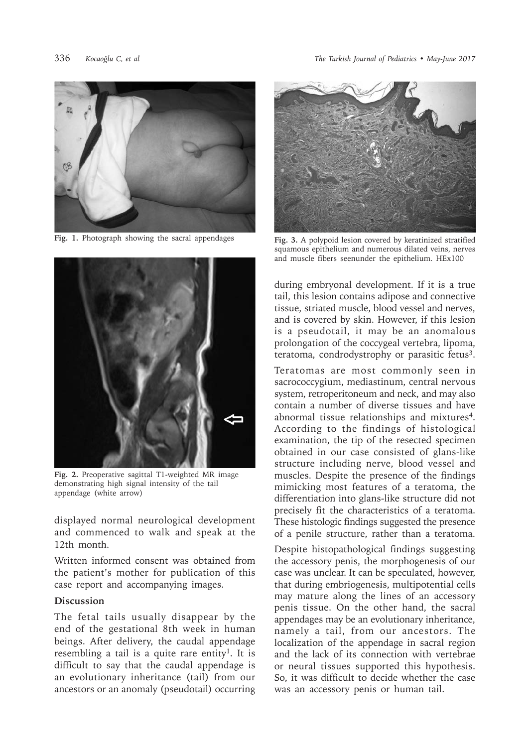Fig. 1. Photograph showing the sacral appendages

Fig. 2. Preoperative sagittal T1-weighted MR image demonstrating high signal intensity of the tail appendage (white arrow)

displayed normal neurological development and commenced to walk and speak at the 12th month.

Written informed consent was obtained from the patient's mother for publication of this case report and accompanying images.

## Discussion

The fetal tails usually disappear by the end of the gestational 8th week in human beings. After delivery, the caudal appendage resembling a tail is a quite rare entity[1]. It is difficult to say that the caudal appendage is an evolutionary inheritance (tail) from our ancestors or an anomaly (pseudotail) occurring during embryonal development. If it is a true tail, this lesion contains adipose and connective tissue, striated muscle, blood vessel and nerves, and is covered by skin. However, if this lesion is a pseudotail, it may be an anomalous prolongation of the coccygeal vertebra, lipoma, teratoma, condrodystrophy or parasitic fetus[3].

Fig. 3. A polypoid lesion covered by keratinized stratified squamous epithelium and numerous dilated veins, nerves and muscle fibers seenunder the epithelium. HEx100

Teratomas are most commonly seen in sacrococcygium, mediastinum, central nervous system, retroperitoneum and neck, and may also contain a number of diverse tissues and have abnormal tissue relationships and mixtures[4]. According to the findings of histological examination, the tip of the resected specimen obtained in our case consisted of glans-like structure including nerve, blood vessel and muscles. Despite the presence of the findings mimicking most features of a teratoma, the differentiation into glans-like structure did not precisely fit the characteristics of a teratoma. These histologic findings suggested the presence of a penile structure, rather than a teratoma.

Despite histopathological findings suggesting the accessory penis, the morphogenesis of our case was unclear. It can be speculated, however, that during embriogenesis, multipotential cells may mature along the lines of an accessory penis tissue. On the other hand, the sacral appendages may be an evolutionary inheritance, namely a tail, from our ancestors. The localization of the appendage in sacral region and the lack of its connection with vertebrae or neural tissues supported this hypothesis. So, it was difficult to decide whether the case was an accessory penis or human tail.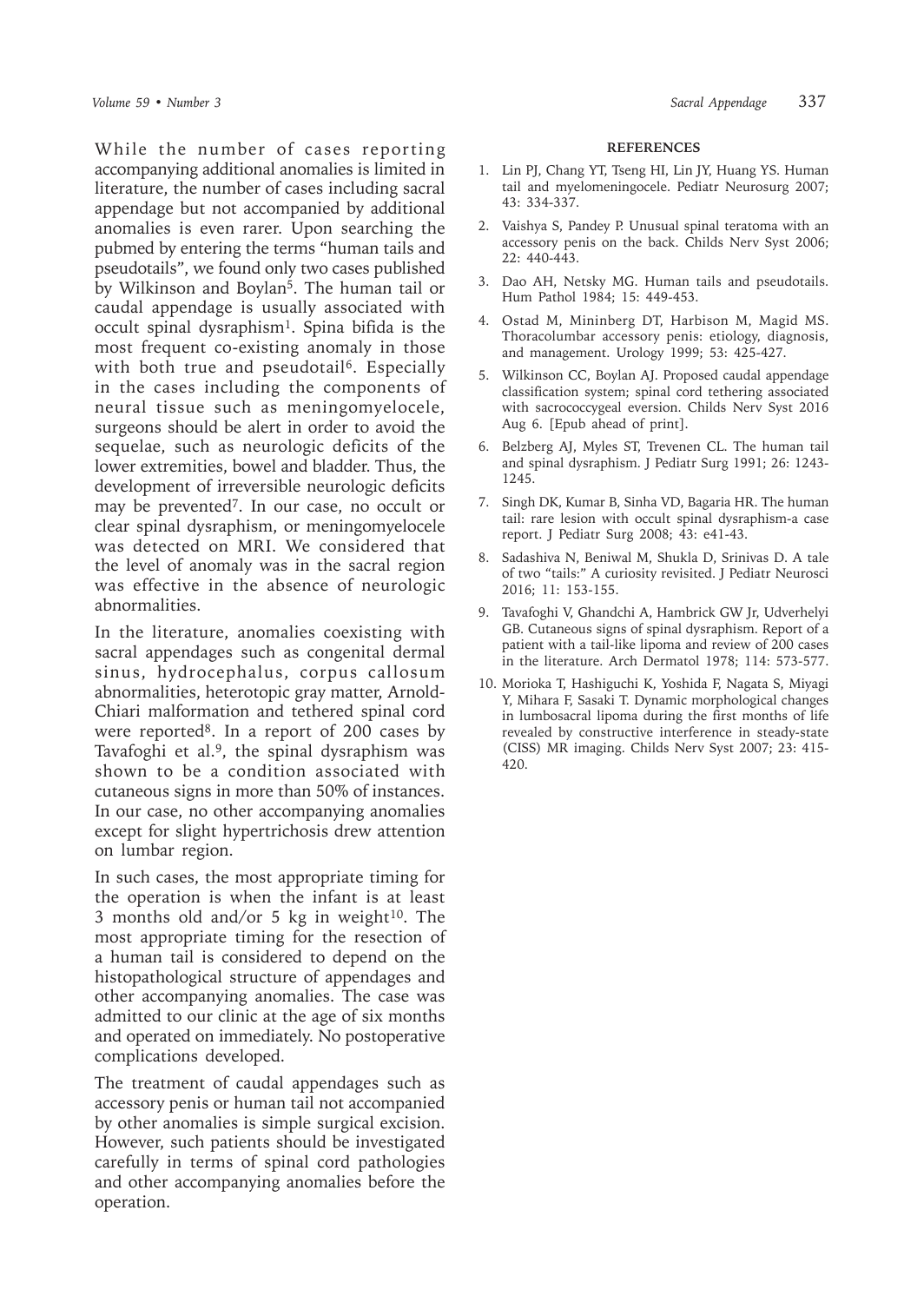While the number of cases reporting accompanying additional anomalies is limited in literature, the number of cases including sacral appendage but not accompanied by additional anomalies is even rarer. Upon searching the pubmed by entering the terms "human tails and pseudotails", we found only two cases published by Wilkinson and Boylan[5]. The human tail or caudal appendage is usually associated with occult spinal dysraphism[1]. Spina bifida is the most frequent co-existing anomaly in those with both true and pseudotail[6]. Especially in the cases including the components of neural tissue such as meningomyelocele, surgeons should be alert in order to avoid the sequelae, such as neurologic deficits of the lower extremities, bowel and bladder. Thus, the development of irreversible neurologic deficits may be prevented[7]. In our case, no occult or clear spinal dysraphism, or meningomyelocele was detected on MRI. We considered that the level of anomaly was in the sacral region was effective in the absence of neurologic abnormalities.

In the literature, anomalies coexisting with sacral appendages such as congenital dermal sinus, hydrocephalus, corpus callosum abnormalities, heterotopic gray matter, Arnold-Chiari malformation and tethered spinal cord were reported[8]. In a report of 200 cases by Tavafoghi et al.[9], the spinal dysraphism was shown to be a condition associated with cutaneous signs in more than 50% of instances. In our case, no other accompanying anomalies except for slight hypertrichosis drew attention on lumbar region.

In such cases, the most appropriate timing for the operation is when the infant is at least 3 months old and/or 5 kg in weight[10]. The most appropriate timing for the resection of a human tail is considered to depend on the histopathological structure of appendages and other accompanying anomalies. The case was admitted to our clinic at the age of six months and operated on immediately. No postoperative complications developed.

The treatment of caudal appendages such as accessory penis or human tail not accompanied by other anomalies is simple surgical excision. However, such patients should be investigated carefully in terms of spinal cord pathologies and other accompanying anomalies before the operation.

## REFERENCES

1. Lin PJ, Chang YT, Tseng HI, Lin JY, Huang YS. Human tail and myelomeningocele. Pediatr Neurosurg 2007; 43: 334-337.
2. Vaishya S, Pandey P. Unusual spinal teratoma with an accessory penis on the back. Childs Nerv Syst 2006; 22: 440-443.
3. Dao AH, Netsky MG. Human tails and pseudotails. Hum Pathol 1984; 15: 449-453.
4. Ostad M, Mininberg DT, Harbison M, Magid MS. Thoracolumbar accessory penis: etiology, diagnosis, and management. Urology 1999; 53: 425-427.
5. Wilkinson CC, Boylan AJ. Proposed caudal appendage classification system; spinal cord tethering associated with sacrococcygeal eversion. Childs Nerv Syst 2016 Aug 6. [Epub ahead of print].
6. Belzberg AJ, Myles ST, Trevenen CL. The human tail and spinal dysraphism. J Pediatr Surg 1991; 26: 1243-1245.
7. Singh DK, Kumar B, Sinha VD, Bagaria HR. The human tail: rare lesion with occult spinal dysraphism-a case report. J Pediatr Surg 2008; 43: e41-43.
8. Sadashiva N, Beniwal M, Shukla D, Srinivas D. A tale of two "tails:" A curiosity revisited. J Pediatr Neurosci 2016; 11: 153-155.
9. Tavafoghi V, Ghandchi A, Hambrick GW Jr, Udverhelyi GB. Cutaneous signs of spinal dysraphism. Report of a patient with a tail-like lipoma and review of 200 cases in the literature. Arch Dermatol 1978; 114: 573-577.
10. Morioka T, Hashiguchi K, Yoshida F, Nagata S, Miyagi Y, Mihara F, Sasaki T. Dynamic morphological changes in lumbosacral lipoma during the first months of life revealed by constructive interference in steady-state (CISS) MR imaging. Childs Nerv Syst 2007; 23: 415-420.